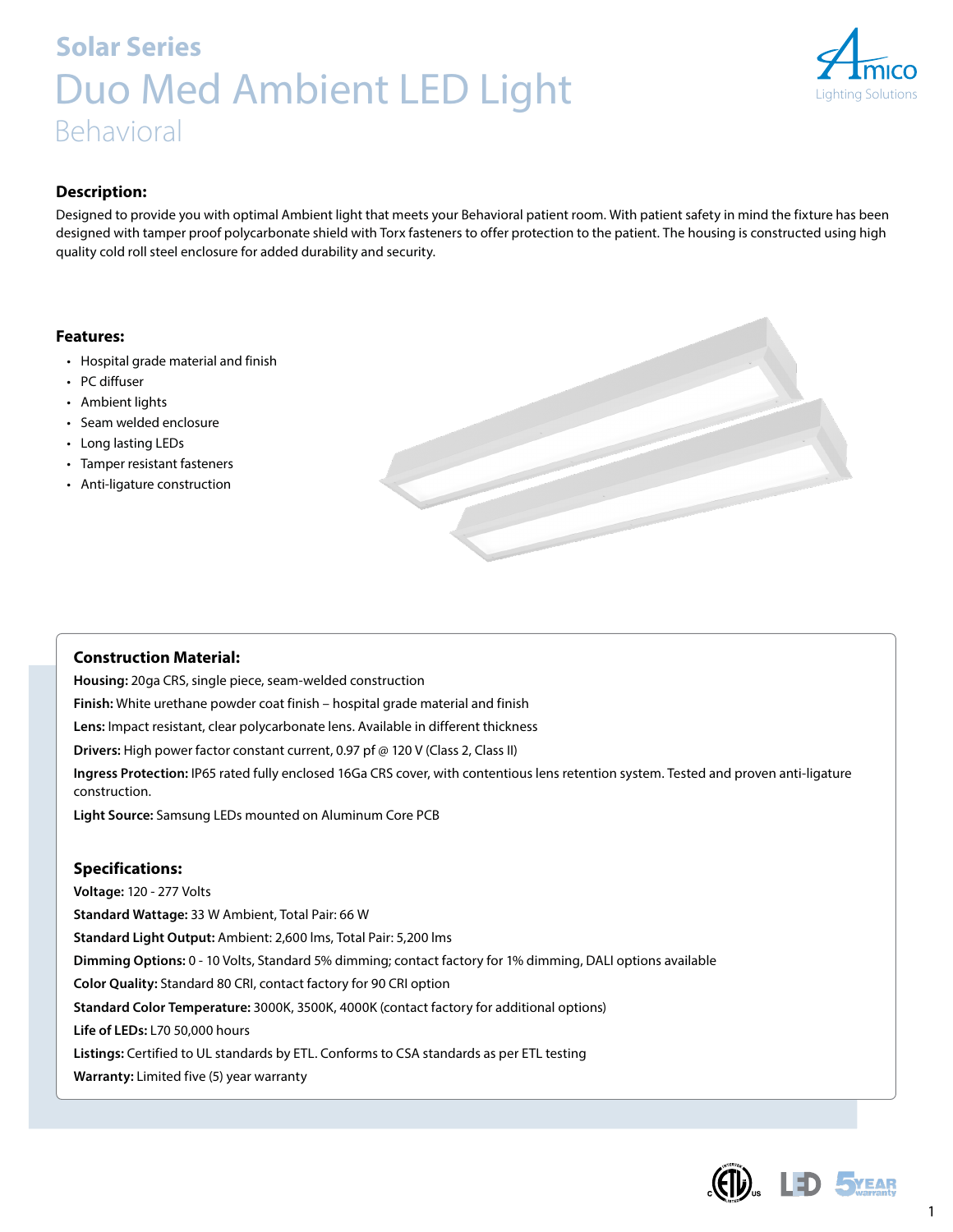# Solar Series

# Duo Med Ambient LED Light

## Behavioral

### Description:

Designed to provide you with optimal Ambient light that meets your Behavioral patient room. With patient safety in mind the fixture has been designed with tamper proof polycarbonate shield with Torx fasteners to offer protection to the patient. The housing is constructed using high quality cold roll steel enclosure for added durability and security.

### Features:

- Hospital grade material and finish
- PC diffuser
- Ambient lights
- Seam welded enclosure
- Long lasting LEDs
- Tamper resistant fasteners
- Anti-ligature construction

### Construction Material:

**Housing:** 20ga CRS, single piece, seam-welded construction

**Finish:** White urethane powder coat finish – hospital grade material and finish

**Lens:** Impact resistant, clear polycarbonate lens. Available in different thickness

**Drivers:** High power factor constant current, 0.97 pf @ 120 V (Class 2, Class II)

**Ingress Protection:** IP65 rated fully enclosed 16Ga CRS cover, with contentious lens retention system. Tested and proven anti-ligature construction.

**Light Source:** Samsung LEDs mounted on Aluminum Core PCB

### Specifications:

**Voltage:** 120 - 277 Volts

**Standard Wattage:** 33 W Ambient, Total Pair: 66 W

**Standard Light Output:** Ambient: 2,600 lms, Total Pair: 5,200 lms

**Dimming Options:** 0 - 10 Volts, Standard 5% dimming; contact factory for 1% dimming, DALI options available

**Color Quality:** Standard 80 CRI, contact factory for 90 CRI option

**Standard Color Temperature:** 3000K, 3500K, 4000K (contact factory for additional options)

**Life of LEDs:** L70 50,000 hours

**Listings:** Certified to UL standards by ETL. Conforms to CSA standards as per ETL testing

**Warranty:** Limited five (5) year warranty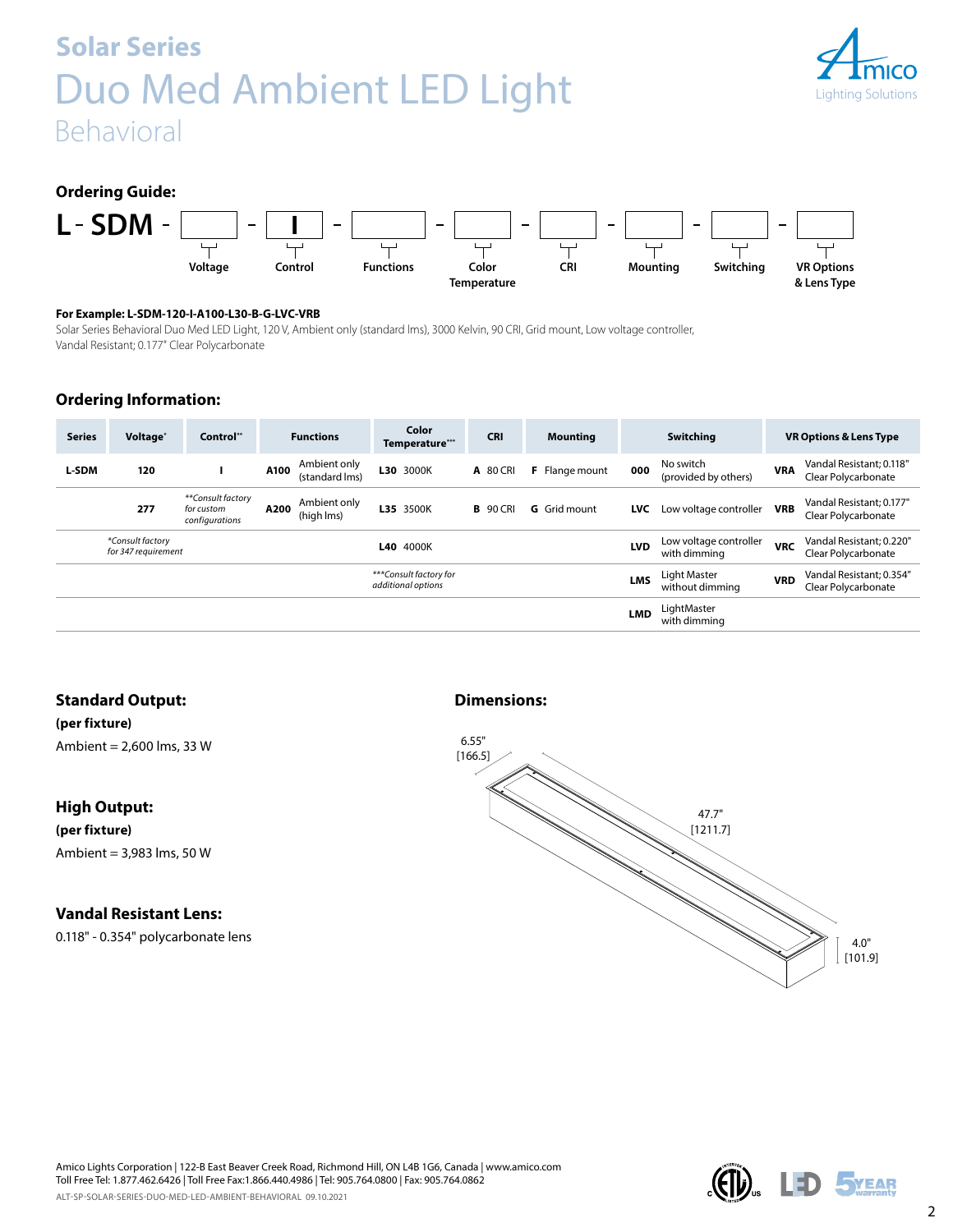# Solar Series

# Duo Med Ambient LED Light

## Behavioral

### Ordering Guide:

**L - SDM** - [ ] - **I** - [ ] - [ ] - [ ] - [ ] - [ ] - [ ]

Voltage | Control | Functions | Color Temperature | CRI | Mounting | Switching | VR Options & Lens Type

**For Example: L-SDM-120-I-A100-L30-B-G-LVC-VRB**

Solar Series Behavioral Duo Med LED Light, 120 V, Ambient only (standard lms), 3000 Kelvin, 90 CRI, Grid mount, Low voltage controller, Vandal Resistant; 0.177" Clear Polycarbonate

### Ordering Information:

| Series | Voltage* | Control** | Functions | | Color Temperature*** | CRI | Mounting | Switching | | VR Options & Lens Type | |
|---|---|---|---|---|---|---|---|---|---|---|---|
| L-SDM | 120 | I | A100 | Ambient only (standard lms) | L30 3000K | A 80 CRI | F Flange mount | 000 | No switch (provided by others) | VRA | Vandal Resistant; 0.118" Clear Polycarbonate |
| | 277 | *\*\*Consult factory for custom configurations* | A200 | Ambient only (high lms) | L35 3500K | B 90 CRI | G Grid mount | LVC | Low voltage controller | VRB | Vandal Resistant; 0.177" Clear Polycarbonate |
| | *\*Consult factory for 347 requirement* | | | | L40 4000K | | | LVD | Low voltage controller with dimming | VRC | Vandal Resistant; 0.220" Clear Polycarbonate |
| | | | | | *\*\*\*Consult factory for additional options* | | | LMS | Light Master without dimming | VRD | Vandal Resistant; 0.354" Clear Polycarbonate |
| | | | | | | | | LMD | LightMaster with dimming | | |

### Standard Output:

**(per fixture)**

Ambient = 2,600 lms, 33 W

### High Output:

**(per fixture)**

Ambient = 3,983 lms, 50 W

### Vandal Resistant Lens:

0.118" - 0.354" polycarbonate lens

### Dimensions:

6.55"
[166.5]

47.7"
[1211.7]

4.0"
[101.9]

Amico Lights Corporation | 122-B East Beaver Creek Road, Richmond Hill, ON L4B 1G6, Canada | www.amico.com
Toll Free Tel: 1.877.462.6426 | Toll Free Fax:1.866.440.4986 | Tel: 905.764.0800 | Fax: 905.764.0862

ALT-SP-SOLAR-SERIES-DUO-MED-LED-AMBIENT-BEHAVIORAL 09.10.2021